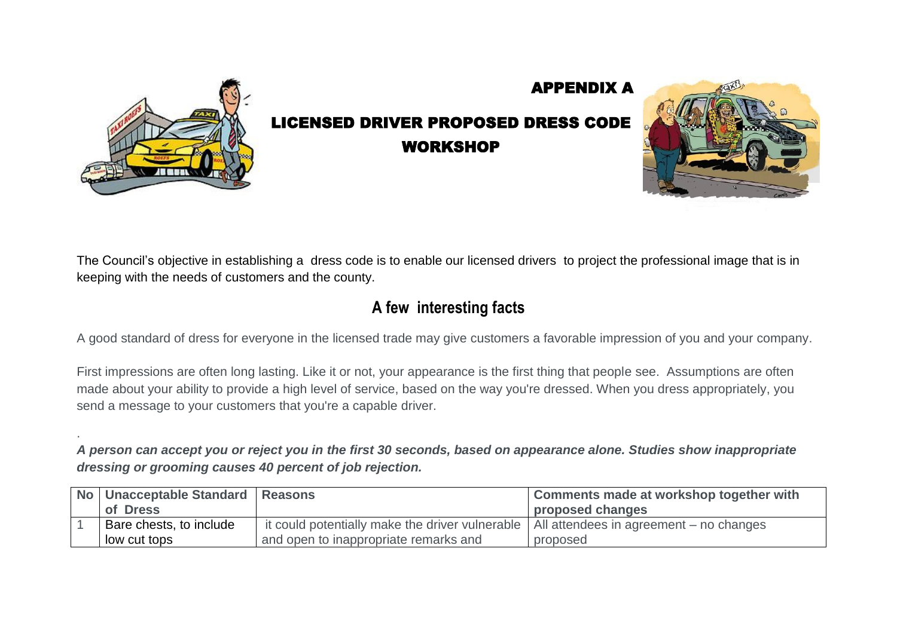# APPENDIX A

# LICENSED DRIVER PROPOSED DRESS CODE WORKSHOP

The Council's objective in establishing a dress code is to enable our licensed drivers to project the professional image that is in keeping with the needs of customers and the county.

## A few interesting facts

A good standard of dress for everyone in the licensed trade may give customers a favorable impression of you and your company.

First impressions are often long lasting. Like it or not, your appearance is the first thing that people see. Assumptions are often made about your ability to provide a high level of service, based on the way you're dressed. When you dress appropriately, you send a message to your customers that you're a capable driver.

.

***A person can accept you or reject you in the first 30 seconds, based on appearance alone. Studies show inappropriate dressing or grooming causes 40 percent of job rejection.***

| No | Unacceptable Standard of Dress | Reasons | Comments made at workshop together with proposed changes |
|---|---|---|---|
| 1 | Bare chests, to include low cut tops | it could potentially make the driver vulnerable and open to inappropriate remarks and | All attendees in agreement – no changes proposed |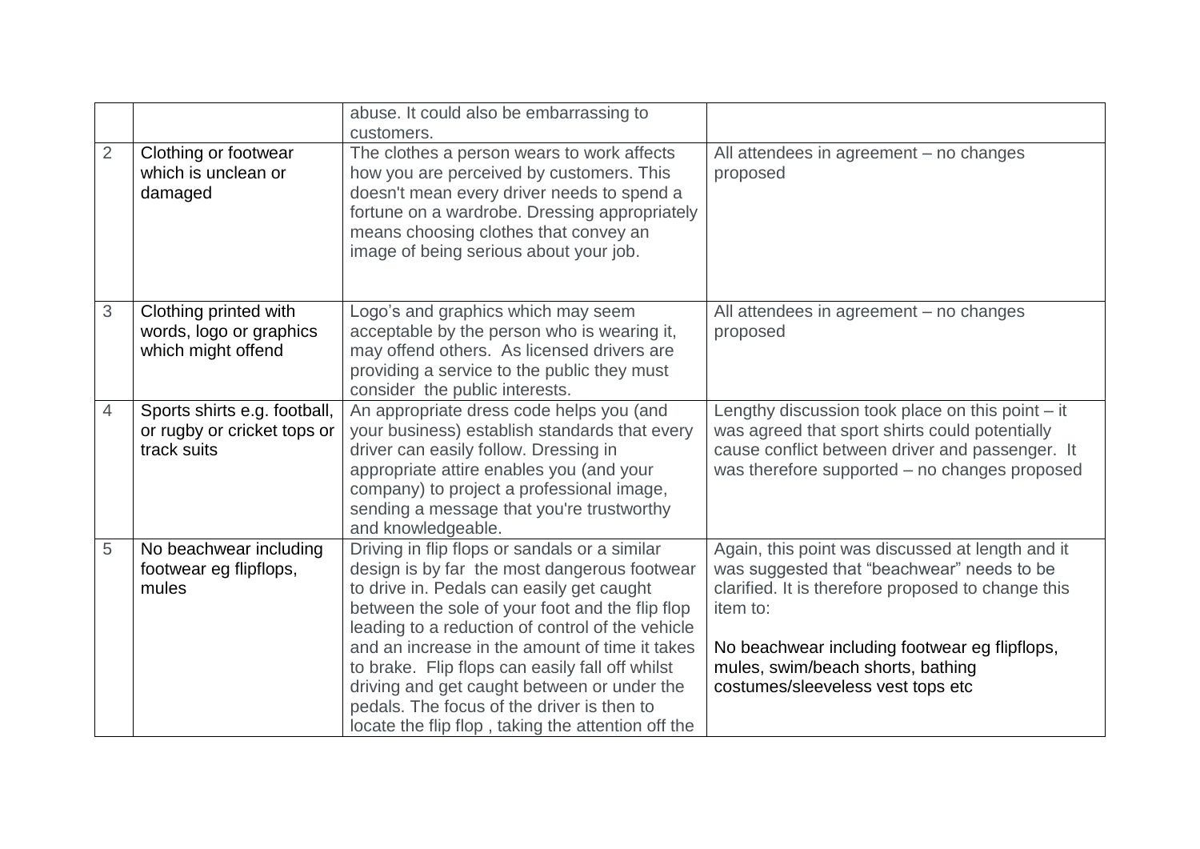| | | | |
|---|---|---|---|
| | | abuse. It could also be embarrassing to customers. | |
| 2 | Clothing or footwear which is unclean or damaged | The clothes a person wears to work affects how you are perceived by customers. This doesn't mean every driver needs to spend a fortune on a wardrobe. Dressing appropriately means choosing clothes that convey an image of being serious about your job. | All attendees in agreement – no changes proposed |
| 3 | Clothing printed with words, logo or graphics which might offend | Logo's and graphics which may seem acceptable by the person who is wearing it, may offend others. As licensed drivers are providing a service to the public they must consider the public interests. | All attendees in agreement – no changes proposed |
| 4 | Sports shirts e.g. football, or rugby or cricket tops or track suits | An appropriate dress code helps you (and your business) establish standards that every driver can easily follow. Dressing in appropriate attire enables you (and your company) to project a professional image, sending a message that you're trustworthy and knowledgeable. | Lengthy discussion took place on this point – it was agreed that sport shirts could potentially cause conflict between driver and passenger. It was therefore supported – no changes proposed |
| 5 | No beachwear including footwear eg flipflops, mules | Driving in flip flops or sandals or a similar design is by far the most dangerous footwear to drive in. Pedals can easily get caught between the sole of your foot and the flip flop leading to a reduction of control of the vehicle and an increase in the amount of time it takes to brake. Flip flops can easily fall off whilst driving and get caught between or under the pedals. The focus of the driver is then to locate the flip flop , taking the attention off the | Again, this point was discussed at length and it was suggested that "beachwear" needs to be clarified. It is therefore proposed to change this item to:<br><br>No beachwear including footwear eg flipflops, mules, swim/beach shorts, bathing costumes/sleeveless vest tops etc |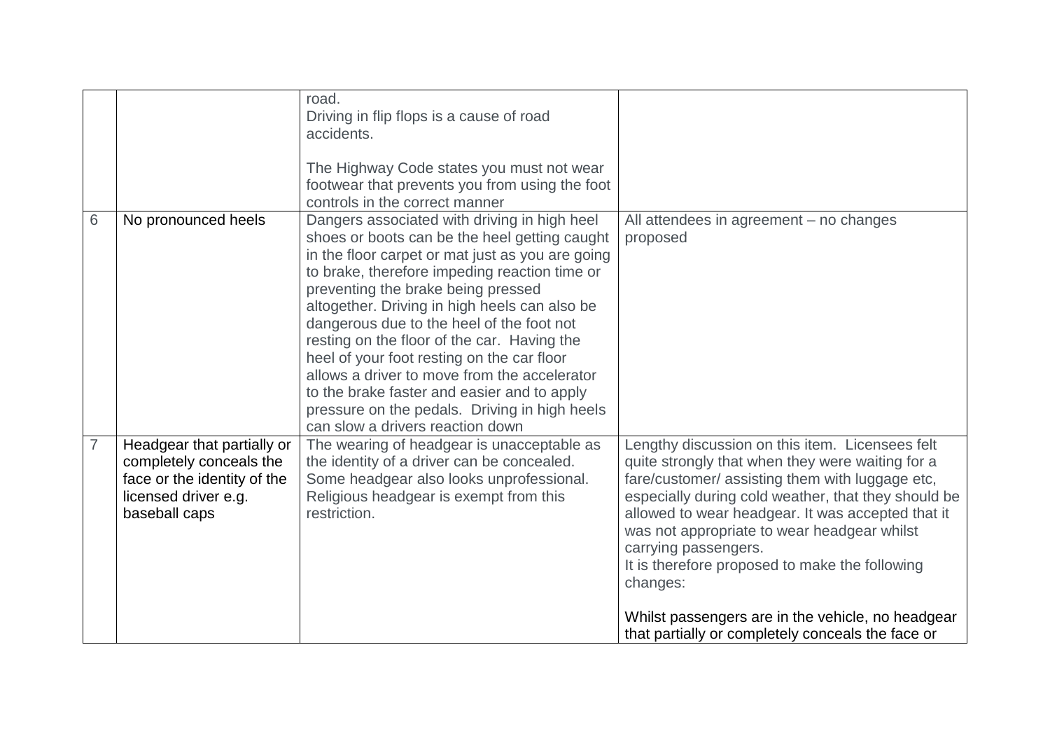| | | | |
|---|---|---|---|
| | | road.<br>Driving in flip flops is a cause of road accidents.<br><br>The Highway Code states you must not wear footwear that prevents you from using the foot controls in the correct manner | |
| 6 | No pronounced heels | Dangers associated with driving in high heel shoes or boots can be the heel getting caught in the floor carpet or mat just as you are going to brake, therefore impeding reaction time or preventing the brake being pressed altogether. Driving in high heels can also be dangerous due to the heel of the foot not resting on the floor of the car. Having the heel of your foot resting on the car floor allows a driver to move from the accelerator to the brake faster and easier and to apply pressure on the pedals. Driving in high heels can slow a drivers reaction down | All attendees in agreement – no changes proposed |
| 7 | Headgear that partially or completely conceals the face or the identity of the licensed driver e.g. baseball caps | The wearing of headgear is unacceptable as the identity of a driver can be concealed. Some headgear also looks unprofessional. Religious headgear is exempt from this restriction. | Lengthy discussion on this item. Licensees felt quite strongly that when they were waiting for a fare/customer/ assisting them with luggage etc, especially during cold weather, that they should be allowed to wear headgear. It was accepted that it was not appropriate to wear headgear whilst carrying passengers.<br>It is therefore proposed to make the following changes:<br><br>Whilst passengers are in the vehicle, no headgear that partially or completely conceals the face or |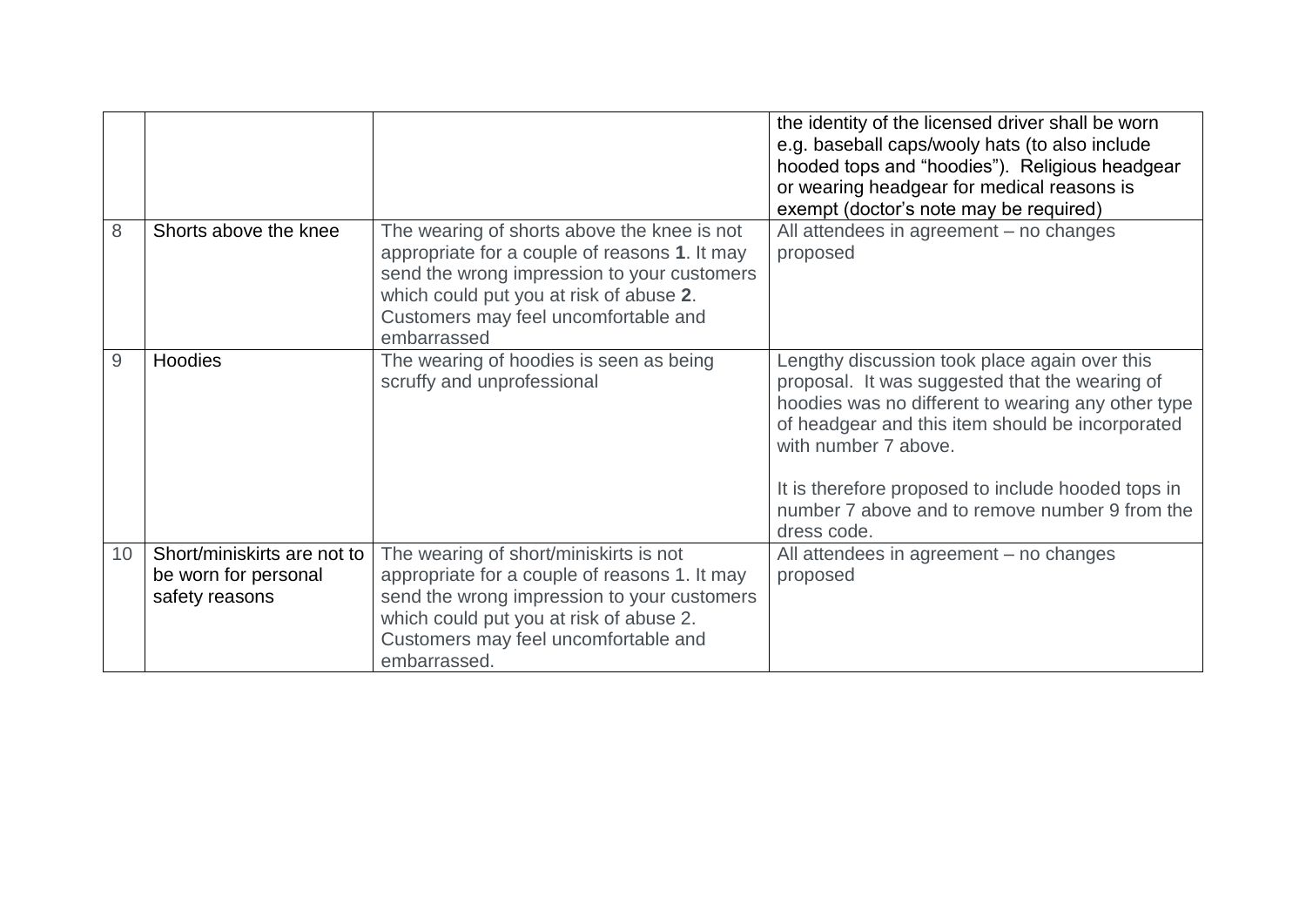| | | | |
|---|---|---|---|
| | | | the identity of the licensed driver shall be worn e.g. baseball caps/wooly hats (to also include hooded tops and "hoodies"). Religious headgear or wearing headgear for medical reasons is exempt (doctor's note may be required) |
| 8 | Shorts above the knee | The wearing of shorts above the knee is not appropriate for a couple of reasons **1**. It may send the wrong impression to your customers which could put you at risk of abuse **2**. Customers may feel uncomfortable and embarrassed | All attendees in agreement – no changes proposed |
| 9 | Hoodies | The wearing of hoodies is seen as being scruffy and unprofessional | Lengthy discussion took place again over this proposal. It was suggested that the wearing of hoodies was no different to wearing any other type of headgear and this item should be incorporated with number 7 above.<br><br>It is therefore proposed to include hooded tops in number 7 above and to remove number 9 from the dress code. |
| 10 | Short/miniskirts are not to be worn for personal safety reasons | The wearing of short/miniskirts is not appropriate for a couple of reasons 1. It may send the wrong impression to your customers which could put you at risk of abuse 2. Customers may feel uncomfortable and embarrassed. | All attendees in agreement – no changes proposed |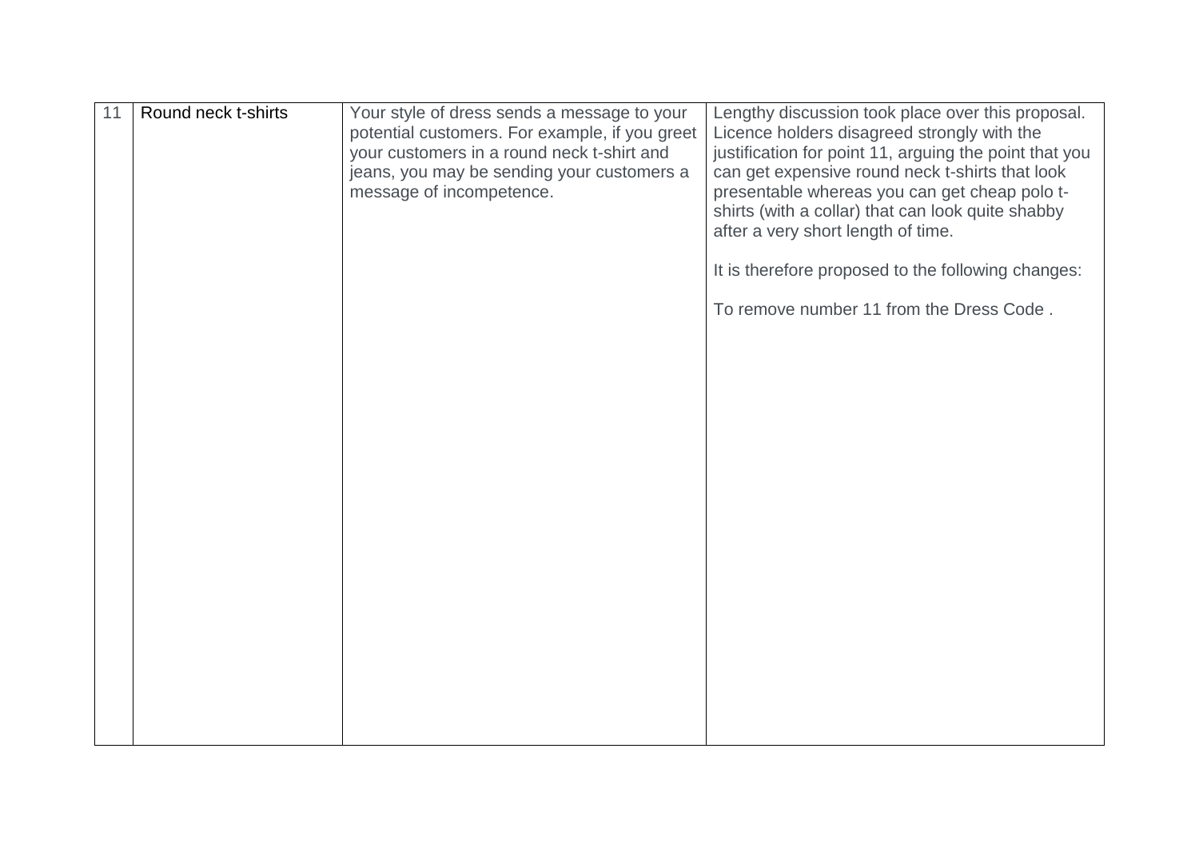| 11 | Round neck t-shirts | Your style of dress sends a message to your potential customers. For example, if you greet your customers in a round neck t-shirt and jeans, you may be sending your customers a message of incompetence. | Lengthy discussion took place over this proposal. Licence holders disagreed strongly with the justification for point 11, arguing the point that you can get expensive round neck t-shirts that look presentable whereas you can get cheap polo t-shirts (with a collar) that can look quite shabby after a very short length of time.<br><br>It is therefore proposed to the following changes:<br><br>To remove number 11 from the Dress Code . |
|---|---|---|---|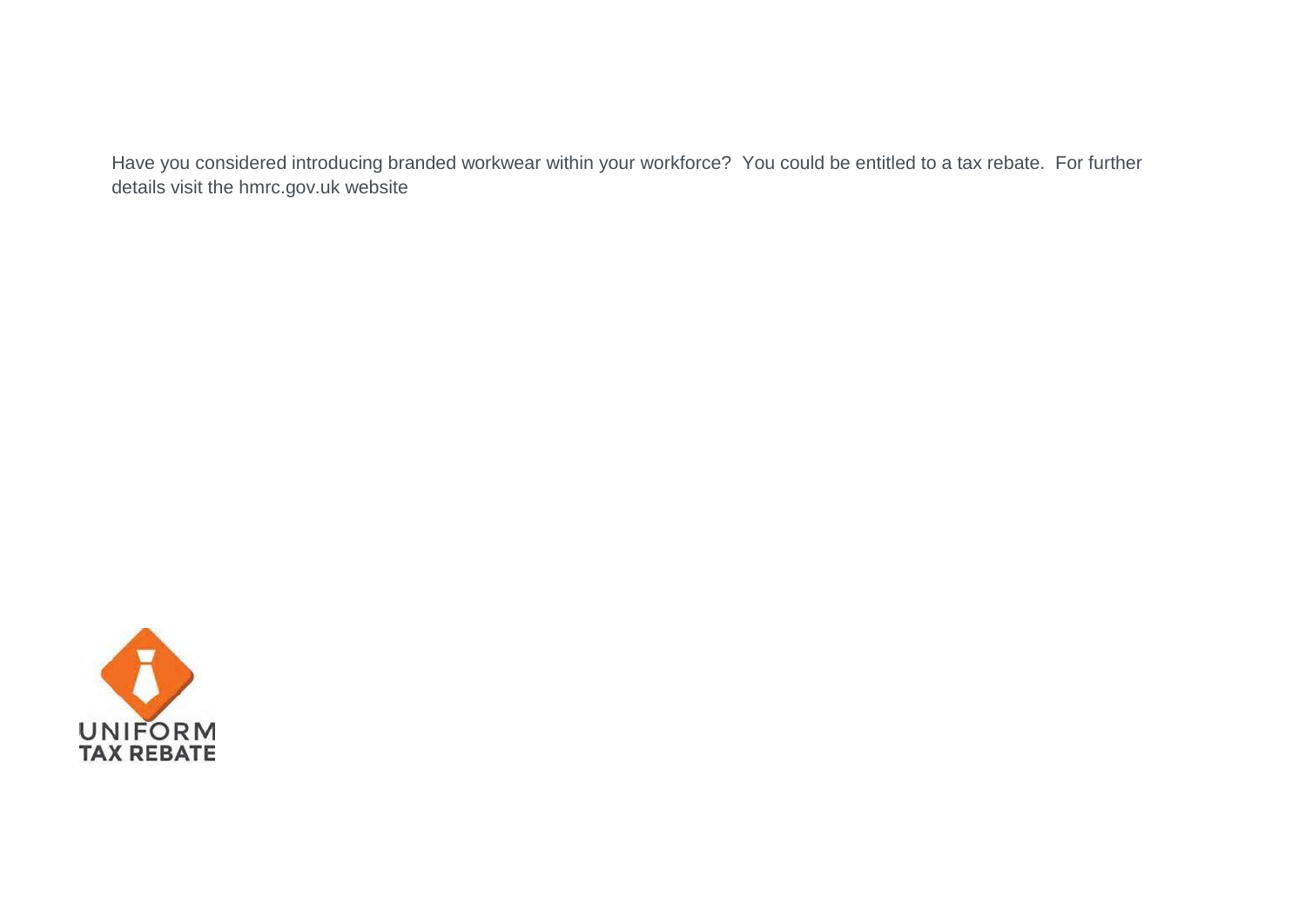Have you considered introducing branded workwear within your workforce? You could be entitled to a tax rebate. For further details visit the hmrc.gov.uk website

UNIFORM
TAX REBATE